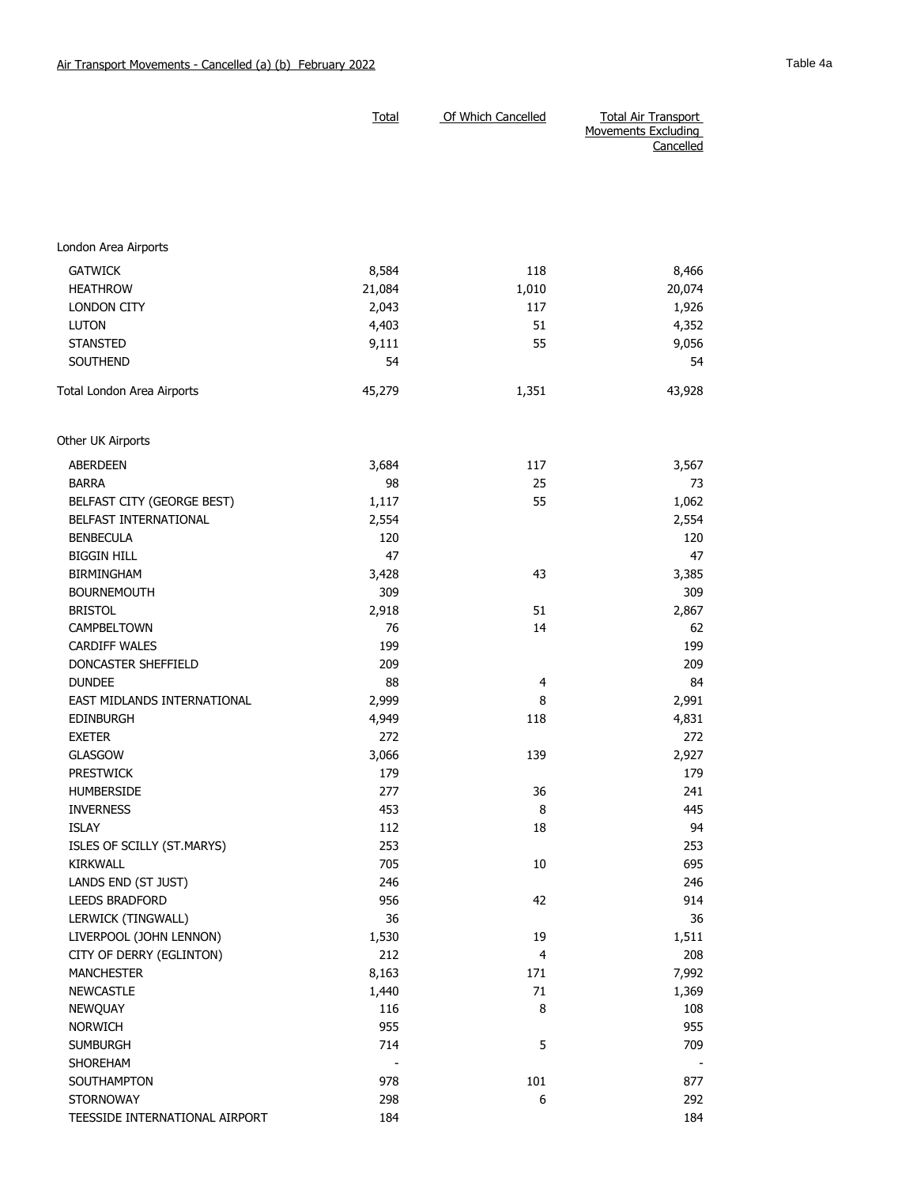Air Transport Movements - Cancelled (a) (b) February 2022

Table 4a

| | Total | Of Which Cancelled | Total Air Transport Movements Excluding Cancelled |
|---|---|---|---|
| London Area Airports | | | |
| GATWICK | 8,584 | 118 | 8,466 |
| HEATHROW | 21,084 | 1,010 | 20,074 |
| LONDON CITY | 2,043 | 117 | 1,926 |
| LUTON | 4,403 | 51 | 4,352 |
| STANSTED | 9,111 | 55 | 9,056 |
| SOUTHEND | 54 | | 54 |
| Total London Area Airports | 45,279 | 1,351 | 43,928 |
| Other UK Airports | | | |
| ABERDEEN | 3,684 | 117 | 3,567 |
| BARRA | 98 | 25 | 73 |
| BELFAST CITY (GEORGE BEST) | 1,117 | 55 | 1,062 |
| BELFAST INTERNATIONAL | 2,554 | | 2,554 |
| BENBECULA | 120 | | 120 |
| BIGGIN HILL | 47 | | 47 |
| BIRMINGHAM | 3,428 | 43 | 3,385 |
| BOURNEMOUTH | 309 | | 309 |
| BRISTOL | 2,918 | 51 | 2,867 |
| CAMPBELTOWN | 76 | 14 | 62 |
| CARDIFF WALES | 199 | | 199 |
| DONCASTER SHEFFIELD | 209 | | 209 |
| DUNDEE | 88 | 4 | 84 |
| EAST MIDLANDS INTERNATIONAL | 2,999 | 8 | 2,991 |
| EDINBURGH | 4,949 | 118 | 4,831 |
| EXETER | 272 | | 272 |
| GLASGOW | 3,066 | 139 | 2,927 |
| PRESTWICK | 179 | | 179 |
| HUMBERSIDE | 277 | 36 | 241 |
| INVERNESS | 453 | 8 | 445 |
| ISLAY | 112 | 18 | 94 |
| ISLES OF SCILLY (ST.MARYS) | 253 | | 253 |
| KIRKWALL | 705 | 10 | 695 |
| LANDS END (ST JUST) | 246 | | 246 |
| LEEDS BRADFORD | 956 | 42 | 914 |
| LERWICK (TINGWALL) | 36 | | 36 |
| LIVERPOOL (JOHN LENNON) | 1,530 | 19 | 1,511 |
| CITY OF DERRY (EGLINTON) | 212 | 4 | 208 |
| MANCHESTER | 8,163 | 171 | 7,992 |
| NEWCASTLE | 1,440 | 71 | 1,369 |
| NEWQUAY | 116 | 8 | 108 |
| NORWICH | 955 | | 955 |
| SUMBURGH | 714 | 5 | 709 |
| SHOREHAM | - | | - |
| SOUTHAMPTON | 978 | 101 | 877 |
| STORNOWAY | 298 | 6 | 292 |
| TEESSIDE INTERNATIONAL AIRPORT | 184 | | 184 |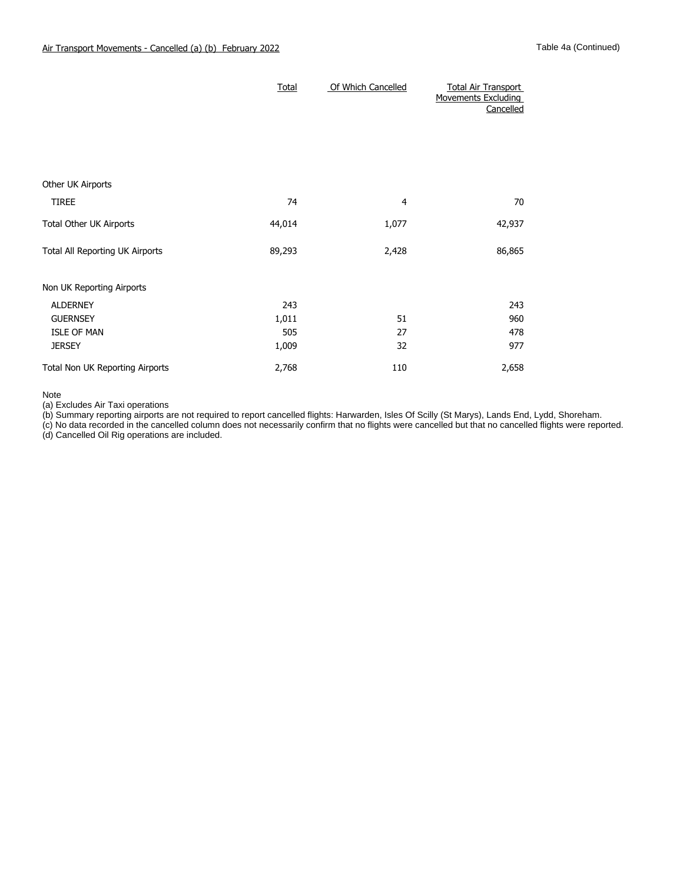Air Transport Movements - Cancelled (a) (b) February 2022

Table 4a (Continued)

| | Total | Of Which Cancelled | Total Air Transport Movements Excluding Cancelled |
|---|---|---|---|
| Other UK Airports | | | |
| TIREE | 74 | 4 | 70 |
| Total Other UK Airports | 44,014 | 1,077 | 42,937 |
| Total All Reporting UK Airports | 89,293 | 2,428 | 86,865 |
| Non UK Reporting Airports | | | |
| ALDERNEY | 243 | | 243 |
| GUERNSEY | 1,011 | 51 | 960 |
| ISLE OF MAN | 505 | 27 | 478 |
| JERSEY | 1,009 | 32 | 977 |
| Total Non UK Reporting Airports | 2,768 | 110 | 2,658 |

Note

(a) Excludes Air Taxi operations

(b) Summary reporting airports are not required to report cancelled flights: Harwarden, Isles Of Scilly (St Marys), Lands End, Lydd, Shoreham.

(c) No data recorded in the cancelled column does not necessarily confirm that no flights were cancelled but that no cancelled flights were reported.

(d) Cancelled Oil Rig operations are included.